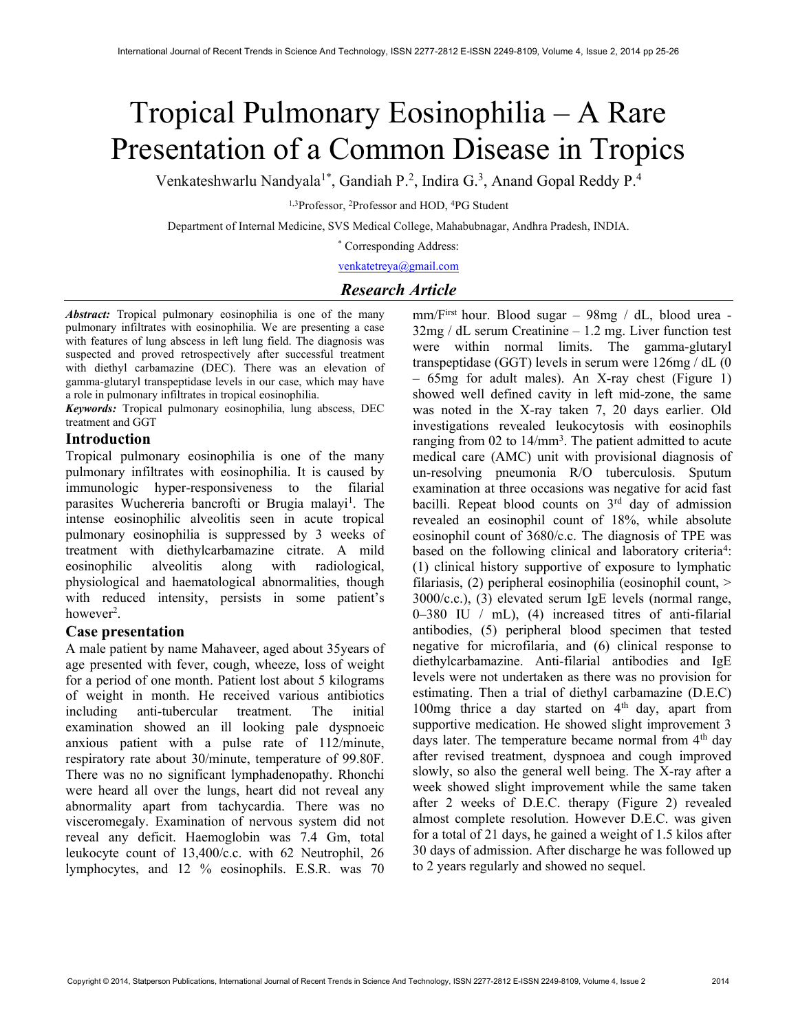# Tropical Pulmonary Eosinophilia – A Rare Presentation of a Common Disease in Tropics

Venkateshwarlu Nandyala[1*], Gandiah P.[2], Indira G.[3], Anand Gopal Reddy P.[4]

[1,3]Professor, [2]Professor and HOD, [4]PG Student

Department of Internal Medicine, SVS Medical College, Mahabubnagar, Andhra Pradesh, INDIA.

[*] Corresponding Address:

venkatetreya@gmail.com

## Research Article

***Abstract:*** Tropical pulmonary eosinophilia is one of the many pulmonary infiltrates with eosinophilia. We are presenting a case with features of lung abscess in left lung field. The diagnosis was suspected and proved retrospectively after successful treatment with diethyl carbamazine (DEC). There was an elevation of gamma-glutaryl transpeptidase levels in our case, which may have a role in pulmonary infiltrates in tropical eosinophilia.

***Keywords:*** Tropical pulmonary eosinophilia, lung abscess, DEC treatment and GGT

## Introduction

Tropical pulmonary eosinophilia is one of the many pulmonary infiltrates with eosinophilia. It is caused by immunologic hyper-responsiveness to the filarial parasites Wuchereria bancrofti or Brugia malayi[1]. The intense eosinophilic alveolitis seen in acute tropical pulmonary eosinophilia is suppressed by 3 weeks of treatment with diethylcarbamazine citrate. A mild eosinophilic alveolitis along with radiological, physiological and haematological abnormalities, though with reduced intensity, persists in some patient's however[2].

## Case presentation

A male patient by name Mahaveer, aged about 35years of age presented with fever, cough, wheeze, loss of weight for a period of one month. Patient lost about 5 kilograms of weight in month. He received various antibiotics including anti-tubercular treatment. The initial examination showed an ill looking pale dyspnoeic anxious patient with a pulse rate of 112/minute, respiratory rate about 30/minute, temperature of 99.80F. There was no no significant lymphadenopathy. Rhonchi were heard all over the lungs, heart did not reveal any abnormality apart from tachycardia. There was no visceromegaly. Examination of nervous system did not reveal any deficit. Haemoglobin was 7.4 Gm, total leukocyte count of 13,400/c.c. with 62 Neutrophil, 26 lymphocytes, and 12 % eosinophils. E.S.R. was 70 mm/First hour. Blood sugar – 98mg / dL, blood urea - 32mg / dL serum Creatinine – 1.2 mg. Liver function test were within normal limits. The gamma-glutaryl transpeptidase (GGT) levels in serum were 126mg / dL (0 – 65mg for adult males). An X-ray chest (Figure 1) showed well defined cavity in left mid-zone, the same was noted in the X-ray taken 7, 20 days earlier. Old investigations revealed leukocytosis with eosinophils ranging from 02 to 14/mm$^3$. The patient admitted to acute medical care (AMC) unit with provisional diagnosis of un-resolving pneumonia R/O tuberculosis. Sputum examination at three occasions was negative for acid fast bacilli. Repeat blood counts on 3rd day of admission revealed an eosinophil count of 18%, while absolute eosinophil count of 3680/c.c. The diagnosis of TPE was based on the following clinical and laboratory criteria[4]: (1) clinical history supportive of exposure to lymphatic filariasis, (2) peripheral eosinophilia (eosinophil count, > 3000/c.c.), (3) elevated serum IgE levels (normal range, 0–380 IU / mL), (4) increased titres of anti-filarial antibodies, (5) peripheral blood specimen that tested negative for microfilaria, and (6) clinical response to diethylcarbamazine. Anti-filarial antibodies and IgE levels were not undertaken as there was no provision for estimating. Then a trial of diethyl carbamazine (D.E.C) 100mg thrice a day started on 4th day, apart from supportive medication. He showed slight improvement 3 days later. The temperature became normal from 4th day after revised treatment, dyspnoea and cough improved slowly, so also the general well being. The X-ray after a week showed slight improvement while the same taken after 2 weeks of D.E.C. therapy (Figure 2) revealed almost complete resolution. However D.E.C. was given for a total of 21 days, he gained a weight of 1.5 kilos after 30 days of admission. After discharge he was followed up to 2 years regularly and showed no sequel.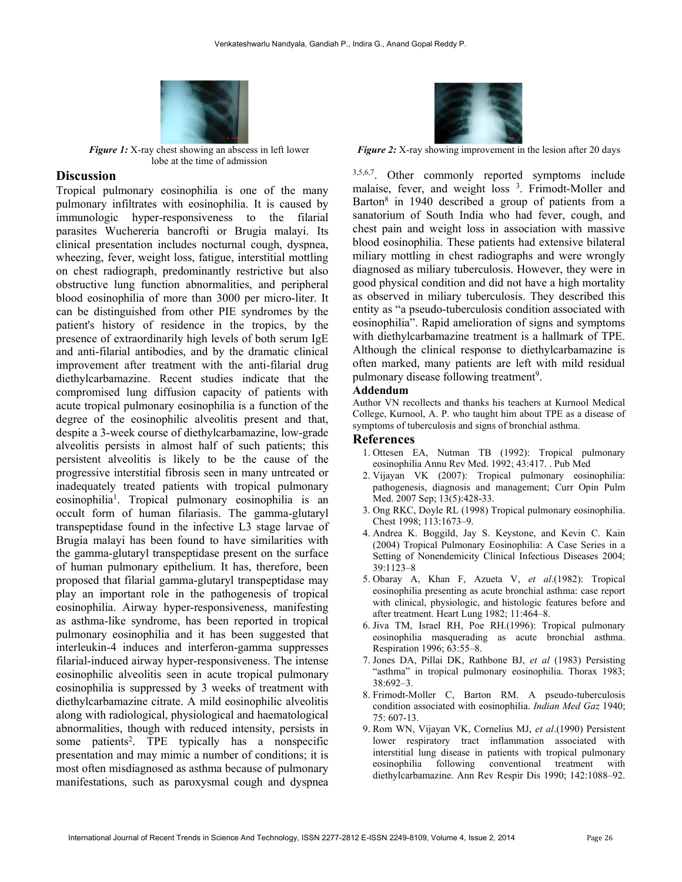*Figure 1:* X-ray chest showing an abscess in left lower lobe at the time of admission

*Figure 2:* X-ray showing improvement in the lesion after 20 days

## Discussion

Tropical pulmonary eosinophilia is one of the many pulmonary infiltrates with eosinophilia. It is caused by immunologic hyper-responsiveness to the filarial parasites Wuchereria bancrofti or Brugia malayi. Its clinical presentation includes nocturnal cough, dyspnea, wheezing, fever, weight loss, fatigue, interstitial mottling on chest radiograph, predominantly restrictive but also obstructive lung function abnormalities, and peripheral blood eosinophilia of more than 3000 per micro-liter. It can be distinguished from other PIE syndromes by the patient's history of residence in the tropics, by the presence of extraordinarily high levels of both serum IgE and anti-filarial antibodies, and by the dramatic clinical improvement after treatment with the anti-filarial drug diethylcarbamazine. Recent studies indicate that the compromised lung diffusion capacity of patients with acute tropical pulmonary eosinophilia is a function of the degree of the eosinophilic alveolitis present and that, despite a 3-week course of diethylcarbamazine, low-grade alveolitis persists in almost half of such patients; this persistent alveolitis is likely to be the cause of the progressive interstitial fibrosis seen in many untreated or inadequately treated patients with tropical pulmonary eosinophilia[1]. Tropical pulmonary eosinophilia is an occult form of human filariasis. The gamma-glutaryl transpeptidase found in the infective L3 stage larvae of Brugia malayi has been found to have similarities with the gamma-glutaryl transpeptidase present on the surface of human pulmonary epithelium. It has, therefore, been proposed that filarial gamma-glutaryl transpeptidase may play an important role in the pathogenesis of tropical eosinophilia. Airway hyper-responsiveness, manifesting as asthma-like syndrome, has been reported in tropical pulmonary eosinophilia and it has been suggested that interleukin-4 induces and interferon-gamma suppresses filarial-induced airway hyper-responsiveness. The intense eosinophilic alveolitis seen in acute tropical pulmonary eosinophilia is suppressed by 3 weeks of treatment with diethylcarbamazine citrate. A mild eosinophilic alveolitis along with radiological, physiological and haematological abnormalities, though with reduced intensity, persists in some patients[2]. TPE typically has a nonspecific presentation and may mimic a number of conditions; it is most often misdiagnosed as asthma because of pulmonary manifestations, such as paroxysmal cough and dyspnea [3,5,6,7]. Other commonly reported symptoms include malaise, fever, and weight loss [3]. Frimodt-Moller and Barton[8] in 1940 described a group of patients from a sanatorium of South India who had fever, cough, and chest pain and weight loss in association with massive blood eosinophilia. These patients had extensive bilateral miliary mottling in chest radiographs and were wrongly diagnosed as miliary tuberculosis. However, they were in good physical condition and did not have a high mortality as observed in miliary tuberculosis. They described this entity as "a pseudo-tuberculosis condition associated with eosinophilia". Rapid amelioration of signs and symptoms with diethylcarbamazine treatment is a hallmark of TPE. Although the clinical response to diethylcarbamazine is often marked, many patients are left with mild residual pulmonary disease following treatment[9].

### Addendum

Author VN recollects and thanks his teachers at Kurnool Medical College, Kurnool, A. P. who taught him about TPE as a disease of symptoms of tuberculosis and signs of bronchial asthma.

## References

1. Ottesen EA, Nutman TB (1992): Tropical pulmonary eosinophilia Annu Rev Med. 1992; 43:417. . Pub Med
2. Vijayan VK (2007): Tropical pulmonary eosinophilia: pathogenesis, diagnosis and management; Curr Opin Pulm Med. 2007 Sep; 13(5):428-33.
3. Ong RKC, Doyle RL (1998) Tropical pulmonary eosinophilia. Chest 1998; 113:1673–9.
4. Andrea K. Boggild, Jay S. Keystone, and Kevin C. Kain (2004) Tropical Pulmonary Eosinophilia: A Case Series in a Setting of Nonendemicity Clinical Infectious Diseases 2004; 39:1123–8
5. Obaray A, Khan F, Azueta V, *et al*.(1982): Tropical eosinophilia presenting as acute bronchial asthma: case report with clinical, physiologic, and histologic features before and after treatment. Heart Lung 1982; 11:464–8.
6. Jiva TM, Israel RH, Poe RH.(1996): Tropical pulmonary eosinophilia masquerading as acute bronchial asthma. Respiration 1996; 63:55–8.
7. Jones DA, Pillai DK, Rathbone BJ, *et al* (1983) Persisting "asthma" in tropical pulmonary eosinophilia. Thorax 1983; 38:692–3.
8. Frimodt-Moller C, Barton RM. A pseudo-tuberculosis condition associated with eosinophilia. *Indian Med Gaz* 1940; 75: 607-13.
9. Rom WN, Vijayan VK, Cornelius MJ, *et al*.(1990) Persistent lower respiratory tract inflammation associated with interstitial lung disease in patients with tropical pulmonary eosinophilia following conventional treatment with diethylcarbamazine. Ann Rev Respir Dis 1990; 142:1088–92.